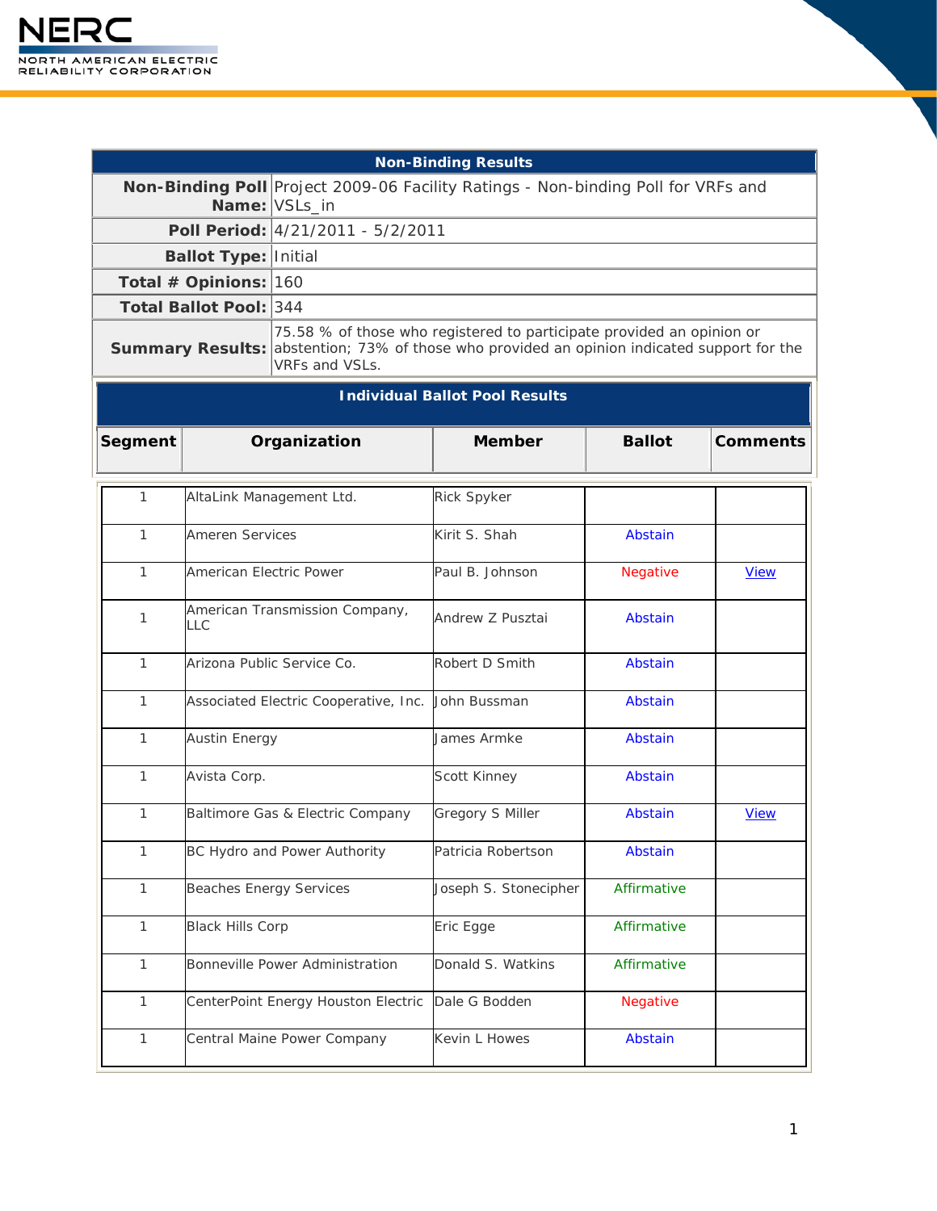NERC

NORTH AMERICAN ELECTRIC RELIABILITY CORPORATION

| Non-Binding Results | |
|---|---|
| **Non-Binding Poll Name:** | Project 2009-06 Facility Ratings - Non-binding Poll for VRFs and VSLs_in |
| **Poll Period:** | 4/21/2011 - 5/2/2011 |
| **Ballot Type:** | Initial |
| **Total # Opinions:** | 160 |
| **Total Ballot Pool:** | 344 |
| **Summary Results:** | 75.58 % of those who registered to participate provided an opinion or abstention; 73% of those who provided an opinion indicated support for the VRFs and VSLs. |

## Individual Ballot Pool Results

| Segment | Organization | Member | Ballot | Comments |
|---|---|---|---|---|
| 1 | AltaLink Management Ltd. | Rick Spyker | | |
| 1 | Ameren Services | Kirit S. Shah | Abstain | |
| 1 | American Electric Power | Paul B. Johnson | Negative | View |
| 1 | American Transmission Company, LLC | Andrew Z Pusztai | Abstain | |
| 1 | Arizona Public Service Co. | Robert D Smith | Abstain | |
| 1 | Associated Electric Cooperative, Inc. | John Bussman | Abstain | |
| 1 | Austin Energy | James Armke | Abstain | |
| 1 | Avista Corp. | Scott Kinney | Abstain | |
| 1 | Baltimore Gas & Electric Company | Gregory S Miller | Abstain | View |
| 1 | BC Hydro and Power Authority | Patricia Robertson | Abstain | |
| 1 | Beaches Energy Services | Joseph S. Stonecipher | Affirmative | |
| 1 | Black Hills Corp | Eric Egge | Affirmative | |
| 1 | Bonneville Power Administration | Donald S. Watkins | Affirmative | |
| 1 | CenterPoint Energy Houston Electric | Dale G Bodden | Negative | |
| 1 | Central Maine Power Company | Kevin L Howes | Abstain | |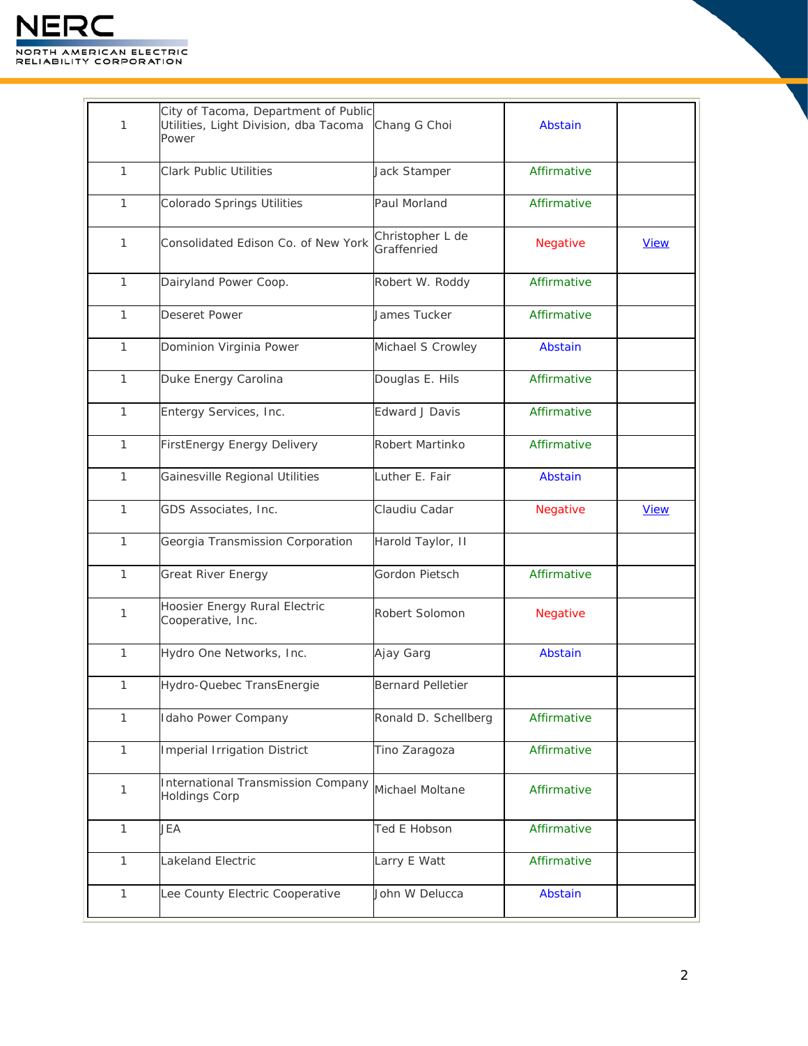| | | | | |
|---|---|---|---|---|
| 1 | City of Tacoma, Department of Public Utilities, Light Division, dba Tacoma Power | Chang G Choi | Abstain | |
| 1 | Clark Public Utilities | Jack Stamper | Affirmative | |
| 1 | Colorado Springs Utilities | Paul Morland | Affirmative | |
| 1 | Consolidated Edison Co. of New York | Christopher L de Graffenried | Negative | View |
| 1 | Dairyland Power Coop. | Robert W. Roddy | Affirmative | |
| 1 | Deseret Power | James Tucker | Affirmative | |
| 1 | Dominion Virginia Power | Michael S Crowley | Abstain | |
| 1 | Duke Energy Carolina | Douglas E. Hils | Affirmative | |
| 1 | Entergy Services, Inc. | Edward J Davis | Affirmative | |
| 1 | FirstEnergy Energy Delivery | Robert Martinko | Affirmative | |
| 1 | Gainesville Regional Utilities | Luther E. Fair | Abstain | |
| 1 | GDS Associates, Inc. | Claudiu Cadar | Negative | View |
| 1 | Georgia Transmission Corporation | Harold Taylor, II | | |
| 1 | Great River Energy | Gordon Pietsch | Affirmative | |
| 1 | Hoosier Energy Rural Electric Cooperative, Inc. | Robert Solomon | Negative | |
| 1 | Hydro One Networks, Inc. | Ajay Garg | Abstain | |
| 1 | Hydro-Quebec TransEnergie | Bernard Pelletier | | |
| 1 | Idaho Power Company | Ronald D. Schellberg | Affirmative | |
| 1 | Imperial Irrigation District | Tino Zaragoza | Affirmative | |
| 1 | International Transmission Company Holdings Corp | Michael Moltane | Affirmative | |
| 1 | JEA | Ted E Hobson | Affirmative | |
| 1 | Lakeland Electric | Larry E Watt | Affirmative | |
| 1 | Lee County Electric Cooperative | John W Delucca | Abstain | |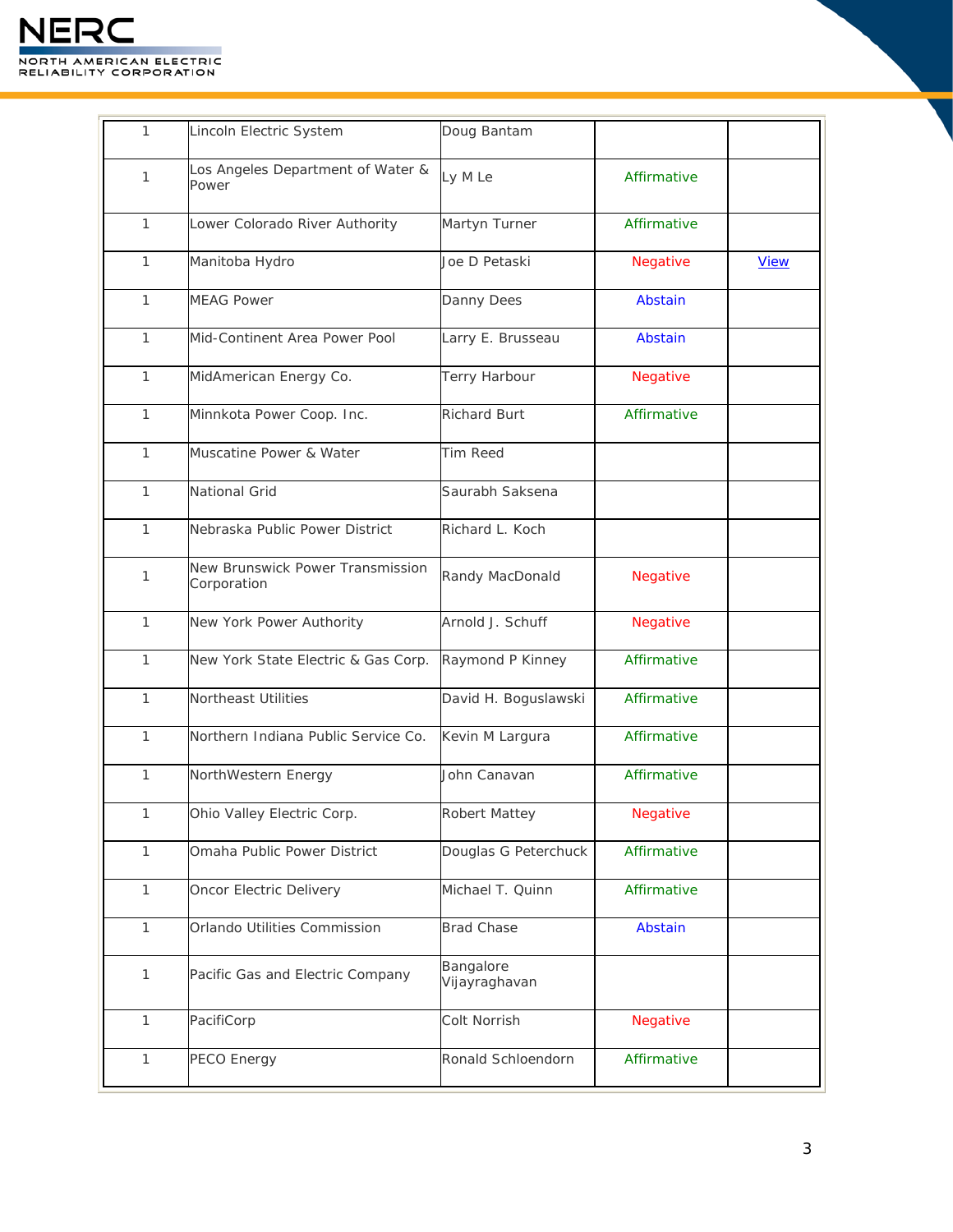| | | | | |
|---|---|---|---|---|
| 1 | Lincoln Electric System | Doug Bantam | | |
| 1 | Los Angeles Department of Water & Power | Ly M Le | Affirmative | |
| 1 | Lower Colorado River Authority | Martyn Turner | Affirmative | |
| 1 | Manitoba Hydro | Joe D Petaski | Negative | View |
| 1 | MEAG Power | Danny Dees | Abstain | |
| 1 | Mid-Continent Area Power Pool | Larry E. Brusseau | Abstain | |
| 1 | MidAmerican Energy Co. | Terry Harbour | Negative | |
| 1 | Minnkota Power Coop. Inc. | Richard Burt | Affirmative | |
| 1 | Muscatine Power & Water | Tim Reed | | |
| 1 | National Grid | Saurabh Saksena | | |
| 1 | Nebraska Public Power District | Richard L. Koch | | |
| 1 | New Brunswick Power Transmission Corporation | Randy MacDonald | Negative | |
| 1 | New York Power Authority | Arnold J. Schuff | Negative | |
| 1 | New York State Electric & Gas Corp. | Raymond P Kinney | Affirmative | |
| 1 | Northeast Utilities | David H. Boguslawski | Affirmative | |
| 1 | Northern Indiana Public Service Co. | Kevin M Largura | Affirmative | |
| 1 | NorthWestern Energy | John Canavan | Affirmative | |
| 1 | Ohio Valley Electric Corp. | Robert Mattey | Negative | |
| 1 | Omaha Public Power District | Douglas G Peterchuck | Affirmative | |
| 1 | Oncor Electric Delivery | Michael T. Quinn | Affirmative | |
| 1 | Orlando Utilities Commission | Brad Chase | Abstain | |
| 1 | Pacific Gas and Electric Company | Bangalore Vijayraghavan | | |
| 1 | PacifiCorp | Colt Norrish | Negative | |
| 1 | PECO Energy | Ronald Schloendorn | Affirmative | |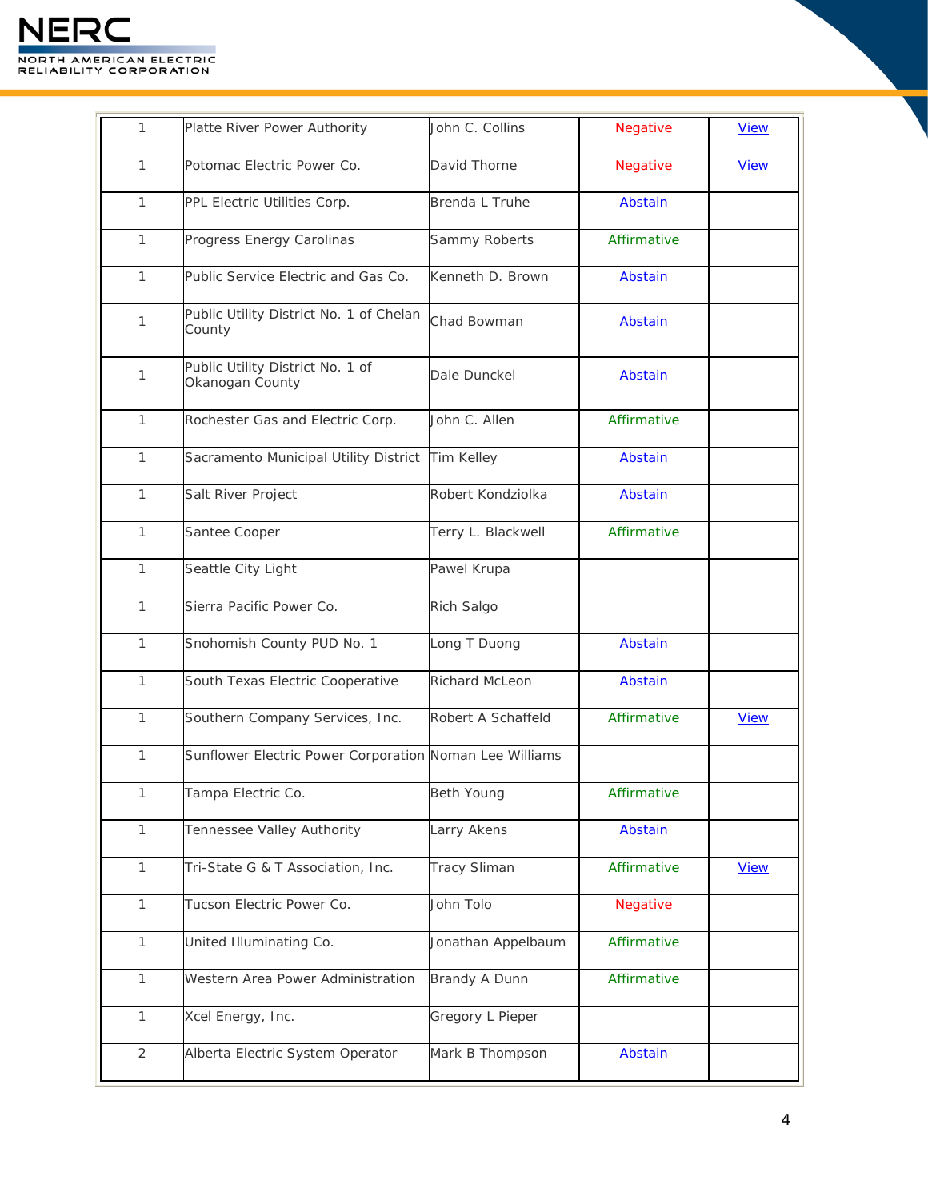| | | | | |
|---|---|---|---|---|
| 1 | Platte River Power Authority | John C. Collins | Negative | View |
| 1 | Potomac Electric Power Co. | David Thorne | Negative | View |
| 1 | PPL Electric Utilities Corp. | Brenda L Truhe | Abstain | |
| 1 | Progress Energy Carolinas | Sammy Roberts | Affirmative | |
| 1 | Public Service Electric and Gas Co. | Kenneth D. Brown | Abstain | |
| 1 | Public Utility District No. 1 of Chelan County | Chad Bowman | Abstain | |
| 1 | Public Utility District No. 1 of Okanogan County | Dale Dunckel | Abstain | |
| 1 | Rochester Gas and Electric Corp. | John C. Allen | Affirmative | |
| 1 | Sacramento Municipal Utility District | Tim Kelley | Abstain | |
| 1 | Salt River Project | Robert Kondziolka | Abstain | |
| 1 | Santee Cooper | Terry L. Blackwell | Affirmative | |
| 1 | Seattle City Light | Pawel Krupa | | |
| 1 | Sierra Pacific Power Co. | Rich Salgo | | |
| 1 | Snohomish County PUD No. 1 | Long T Duong | Abstain | |
| 1 | South Texas Electric Cooperative | Richard McLeon | Abstain | |
| 1 | Southern Company Services, Inc. | Robert A Schaffeld | Affirmative | View |
| 1 | Sunflower Electric Power Corporation | Noman Lee Williams | | |
| 1 | Tampa Electric Co. | Beth Young | Affirmative | |
| 1 | Tennessee Valley Authority | Larry Akens | Abstain | |
| 1 | Tri-State G & T Association, Inc. | Tracy Sliman | Affirmative | View |
| 1 | Tucson Electric Power Co. | John Tolo | Negative | |
| 1 | United Illuminating Co. | Jonathan Appelbaum | Affirmative | |
| 1 | Western Area Power Administration | Brandy A Dunn | Affirmative | |
| 1 | Xcel Energy, Inc. | Gregory L Pieper | | |
| 2 | Alberta Electric System Operator | Mark B Thompson | Abstain | |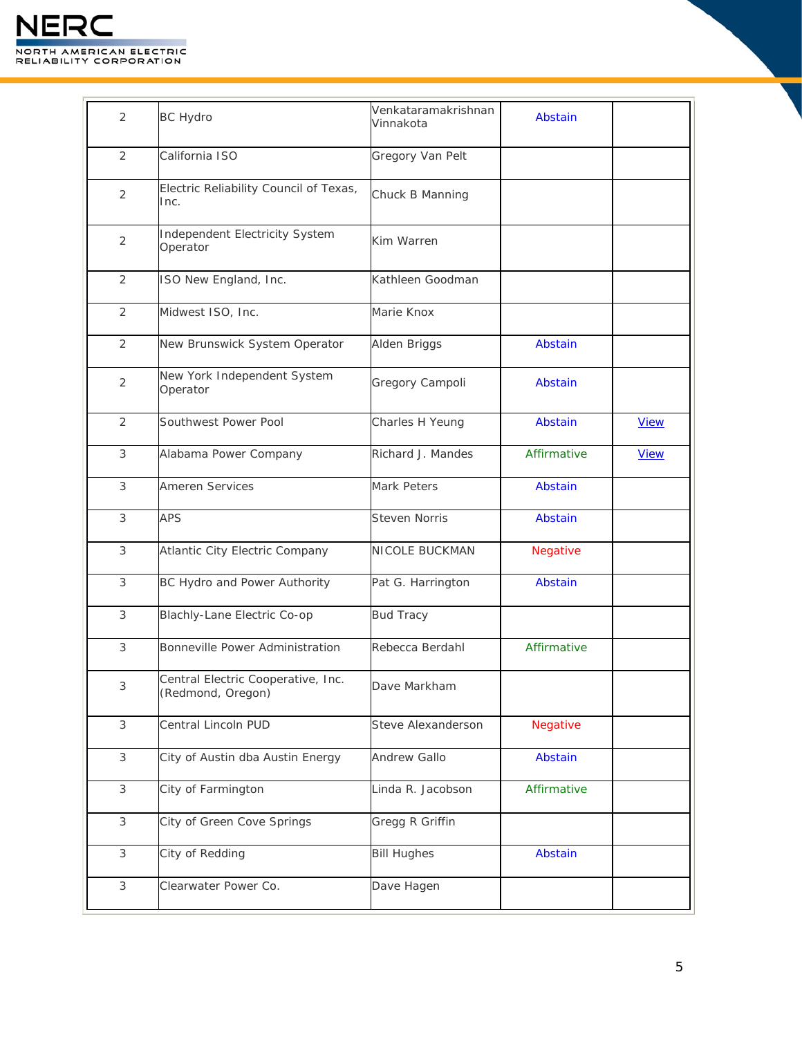| | | | | |
|---|---|---|---|---|
| 2 | BC Hydro | Venkataramakrishnan Vinnakota | Abstain | |
| 2 | California ISO | Gregory Van Pelt | | |
| 2 | Electric Reliability Council of Texas, Inc. | Chuck B Manning | | |
| 2 | Independent Electricity System Operator | Kim Warren | | |
| 2 | ISO New England, Inc. | Kathleen Goodman | | |
| 2 | Midwest ISO, Inc. | Marie Knox | | |
| 2 | New Brunswick System Operator | Alden Briggs | Abstain | |
| 2 | New York Independent System Operator | Gregory Campoli | Abstain | |
| 2 | Southwest Power Pool | Charles H Yeung | Abstain | View |
| 3 | Alabama Power Company | Richard J. Mandes | Affirmative | View |
| 3 | Ameren Services | Mark Peters | Abstain | |
| 3 | APS | Steven Norris | Abstain | |
| 3 | Atlantic City Electric Company | NICOLE BUCKMAN | Negative | |
| 3 | BC Hydro and Power Authority | Pat G. Harrington | Abstain | |
| 3 | Blachly-Lane Electric Co-op | Bud Tracy | | |
| 3 | Bonneville Power Administration | Rebecca Berdahl | Affirmative | |
| 3 | Central Electric Cooperative, Inc. (Redmond, Oregon) | Dave Markham | | |
| 3 | Central Lincoln PUD | Steve Alexanderson | Negative | |
| 3 | City of Austin dba Austin Energy | Andrew Gallo | Abstain | |
| 3 | City of Farmington | Linda R. Jacobson | Affirmative | |
| 3 | City of Green Cove Springs | Gregg R Griffin | | |
| 3 | City of Redding | Bill Hughes | Abstain | |
| 3 | Clearwater Power Co. | Dave Hagen | | |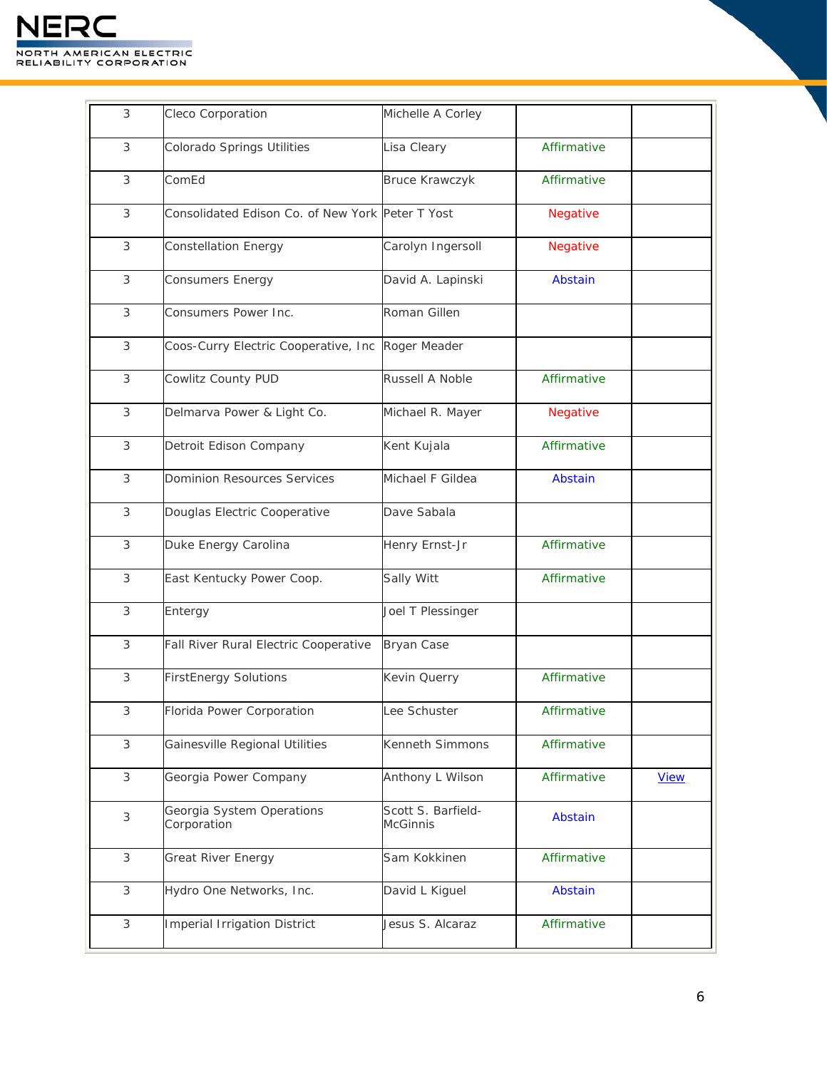| | | | | |
|---|---|---|---|---|
| 3 | Cleco Corporation | Michelle A Corley | | |
| 3 | Colorado Springs Utilities | Lisa Cleary | Affirmative | |
| 3 | ComEd | Bruce Krawczyk | Affirmative | |
| 3 | Consolidated Edison Co. of New York | Peter T Yost | Negative | |
| 3 | Constellation Energy | Carolyn Ingersoll | Negative | |
| 3 | Consumers Energy | David A. Lapinski | Abstain | |
| 3 | Consumers Power Inc. | Roman Gillen | | |
| 3 | Coos-Curry Electric Cooperative, Inc | Roger Meader | | |
| 3 | Cowlitz County PUD | Russell A Noble | Affirmative | |
| 3 | Delmarva Power & Light Co. | Michael R. Mayer | Negative | |
| 3 | Detroit Edison Company | Kent Kujala | Affirmative | |
| 3 | Dominion Resources Services | Michael F Gildea | Abstain | |
| 3 | Douglas Electric Cooperative | Dave Sabala | | |
| 3 | Duke Energy Carolina | Henry Ernst-Jr | Affirmative | |
| 3 | East Kentucky Power Coop. | Sally Witt | Affirmative | |
| 3 | Entergy | Joel T Plessinger | | |
| 3 | Fall River Rural Electric Cooperative | Bryan Case | | |
| 3 | FirstEnergy Solutions | Kevin Querry | Affirmative | |
| 3 | Florida Power Corporation | Lee Schuster | Affirmative | |
| 3 | Gainesville Regional Utilities | Kenneth Simmons | Affirmative | |
| 3 | Georgia Power Company | Anthony L Wilson | Affirmative | View |
| 3 | Georgia System Operations Corporation | Scott S. Barfield-McGinnis | Abstain | |
| 3 | Great River Energy | Sam Kokkinen | Affirmative | |
| 3 | Hydro One Networks, Inc. | David L Kiguel | Abstain | |
| 3 | Imperial Irrigation District | Jesus S. Alcaraz | Affirmative | |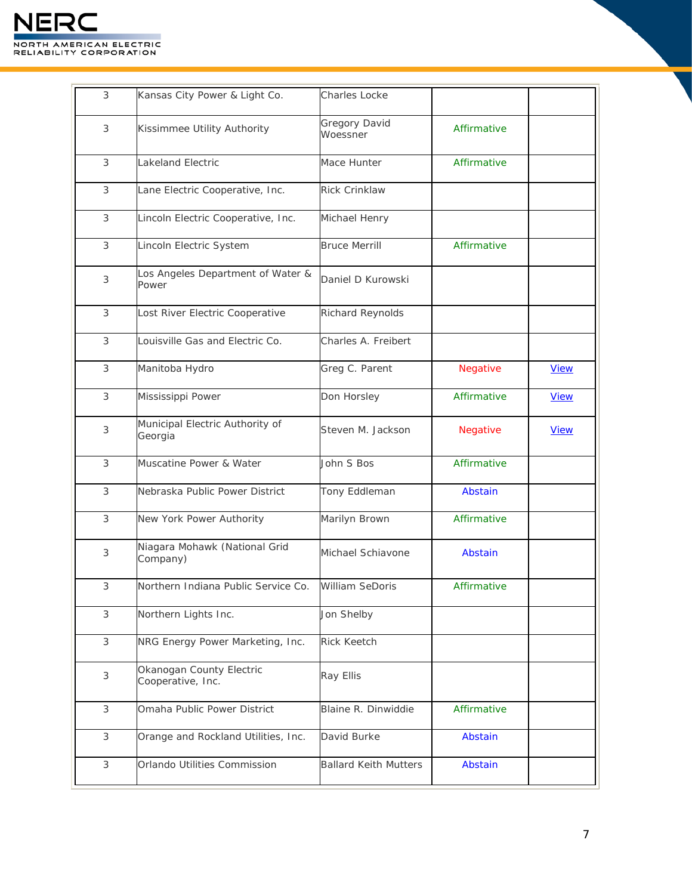| | | | | |
|---|---|---|---|---|
| 3 | Kansas City Power & Light Co. | Charles Locke | | |
| 3 | Kissimmee Utility Authority | Gregory David Woessner | Affirmative | |
| 3 | Lakeland Electric | Mace Hunter | Affirmative | |
| 3 | Lane Electric Cooperative, Inc. | Rick Crinklaw | | |
| 3 | Lincoln Electric Cooperative, Inc. | Michael Henry | | |
| 3 | Lincoln Electric System | Bruce Merrill | Affirmative | |
| 3 | Los Angeles Department of Water & Power | Daniel D Kurowski | | |
| 3 | Lost River Electric Cooperative | Richard Reynolds | | |
| 3 | Louisville Gas and Electric Co. | Charles A. Freibert | | |
| 3 | Manitoba Hydro | Greg C. Parent | Negative | View |
| 3 | Mississippi Power | Don Horsley | Affirmative | View |
| 3 | Municipal Electric Authority of Georgia | Steven M. Jackson | Negative | View |
| 3 | Muscatine Power & Water | John S Bos | Affirmative | |
| 3 | Nebraska Public Power District | Tony Eddleman | Abstain | |
| 3 | New York Power Authority | Marilyn Brown | Affirmative | |
| 3 | Niagara Mohawk (National Grid Company) | Michael Schiavone | Abstain | |
| 3 | Northern Indiana Public Service Co. | William SeDoris | Affirmative | |
| 3 | Northern Lights Inc. | Jon Shelby | | |
| 3 | NRG Energy Power Marketing, Inc. | Rick Keetch | | |
| 3 | Okanogan County Electric Cooperative, Inc. | Ray Ellis | | |
| 3 | Omaha Public Power District | Blaine R. Dinwiddie | Affirmative | |
| 3 | Orange and Rockland Utilities, Inc. | David Burke | Abstain | |
| 3 | Orlando Utilities Commission | Ballard Keith Mutters | Abstain | |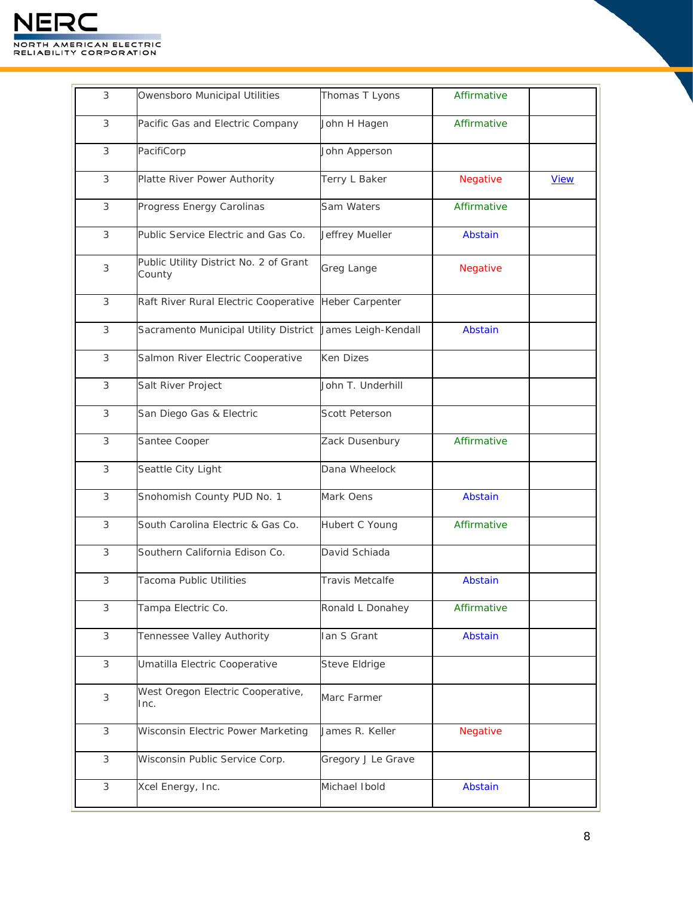| | | | | |
|---|---|---|---|---|
| 3 | Owensboro Municipal Utilities | Thomas T Lyons | Affirmative | |
| 3 | Pacific Gas and Electric Company | John H Hagen | Affirmative | |
| 3 | PacifiCorp | John Apperson | | |
| 3 | Platte River Power Authority | Terry L Baker | Negative | View |
| 3 | Progress Energy Carolinas | Sam Waters | Affirmative | |
| 3 | Public Service Electric and Gas Co. | Jeffrey Mueller | Abstain | |
| 3 | Public Utility District No. 2 of Grant County | Greg Lange | Negative | |
| 3 | Raft River Rural Electric Cooperative | Heber Carpenter | | |
| 3 | Sacramento Municipal Utility District | James Leigh-Kendall | Abstain | |
| 3 | Salmon River Electric Cooperative | Ken Dizes | | |
| 3 | Salt River Project | John T. Underhill | | |
| 3 | San Diego Gas & Electric | Scott Peterson | | |
| 3 | Santee Cooper | Zack Dusenbury | Affirmative | |
| 3 | Seattle City Light | Dana Wheelock | | |
| 3 | Snohomish County PUD No. 1 | Mark Oens | Abstain | |
| 3 | South Carolina Electric & Gas Co. | Hubert C Young | Affirmative | |
| 3 | Southern California Edison Co. | David Schiada | | |
| 3 | Tacoma Public Utilities | Travis Metcalfe | Abstain | |
| 3 | Tampa Electric Co. | Ronald L Donahey | Affirmative | |
| 3 | Tennessee Valley Authority | Ian S Grant | Abstain | |
| 3 | Umatilla Electric Cooperative | Steve Eldrige | | |
| 3 | West Oregon Electric Cooperative, Inc. | Marc Farmer | | |
| 3 | Wisconsin Electric Power Marketing | James R. Keller | Negative | |
| 3 | Wisconsin Public Service Corp. | Gregory J Le Grave | | |
| 3 | Xcel Energy, Inc. | Michael Ibold | Abstain | |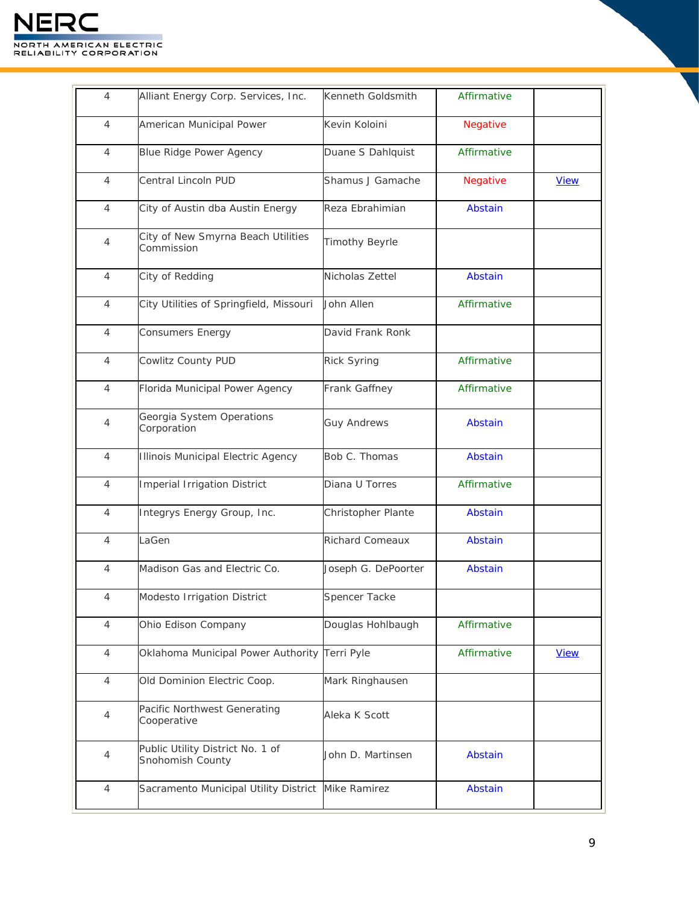| | | | | |
|---|---|---|---|---|
| 4 | Alliant Energy Corp. Services, Inc. | Kenneth Goldsmith | Affirmative | |
| 4 | American Municipal Power | Kevin Koloini | Negative | |
| 4 | Blue Ridge Power Agency | Duane S Dahlquist | Affirmative | |
| 4 | Central Lincoln PUD | Shamus J Gamache | Negative | View |
| 4 | City of Austin dba Austin Energy | Reza Ebrahimian | Abstain | |
| 4 | City of New Smyrna Beach Utilities Commission | Timothy Beyrle | | |
| 4 | City of Redding | Nicholas Zettel | Abstain | |
| 4 | City Utilities of Springfield, Missouri | John Allen | Affirmative | |
| 4 | Consumers Energy | David Frank Ronk | | |
| 4 | Cowlitz County PUD | Rick Syring | Affirmative | |
| 4 | Florida Municipal Power Agency | Frank Gaffney | Affirmative | |
| 4 | Georgia System Operations Corporation | Guy Andrews | Abstain | |
| 4 | Illinois Municipal Electric Agency | Bob C. Thomas | Abstain | |
| 4 | Imperial Irrigation District | Diana U Torres | Affirmative | |
| 4 | Integrys Energy Group, Inc. | Christopher Plante | Abstain | |
| 4 | LaGen | Richard Comeaux | Abstain | |
| 4 | Madison Gas and Electric Co. | Joseph G. DePoorter | Abstain | |
| 4 | Modesto Irrigation District | Spencer Tacke | | |
| 4 | Ohio Edison Company | Douglas Hohlbaugh | Affirmative | |
| 4 | Oklahoma Municipal Power Authority | Terri Pyle | Affirmative | View |
| 4 | Old Dominion Electric Coop. | Mark Ringhausen | | |
| 4 | Pacific Northwest Generating Cooperative | Aleka K Scott | | |
| 4 | Public Utility District No. 1 of Snohomish County | John D. Martinsen | Abstain | |
| 4 | Sacramento Municipal Utility District | Mike Ramirez | Abstain | |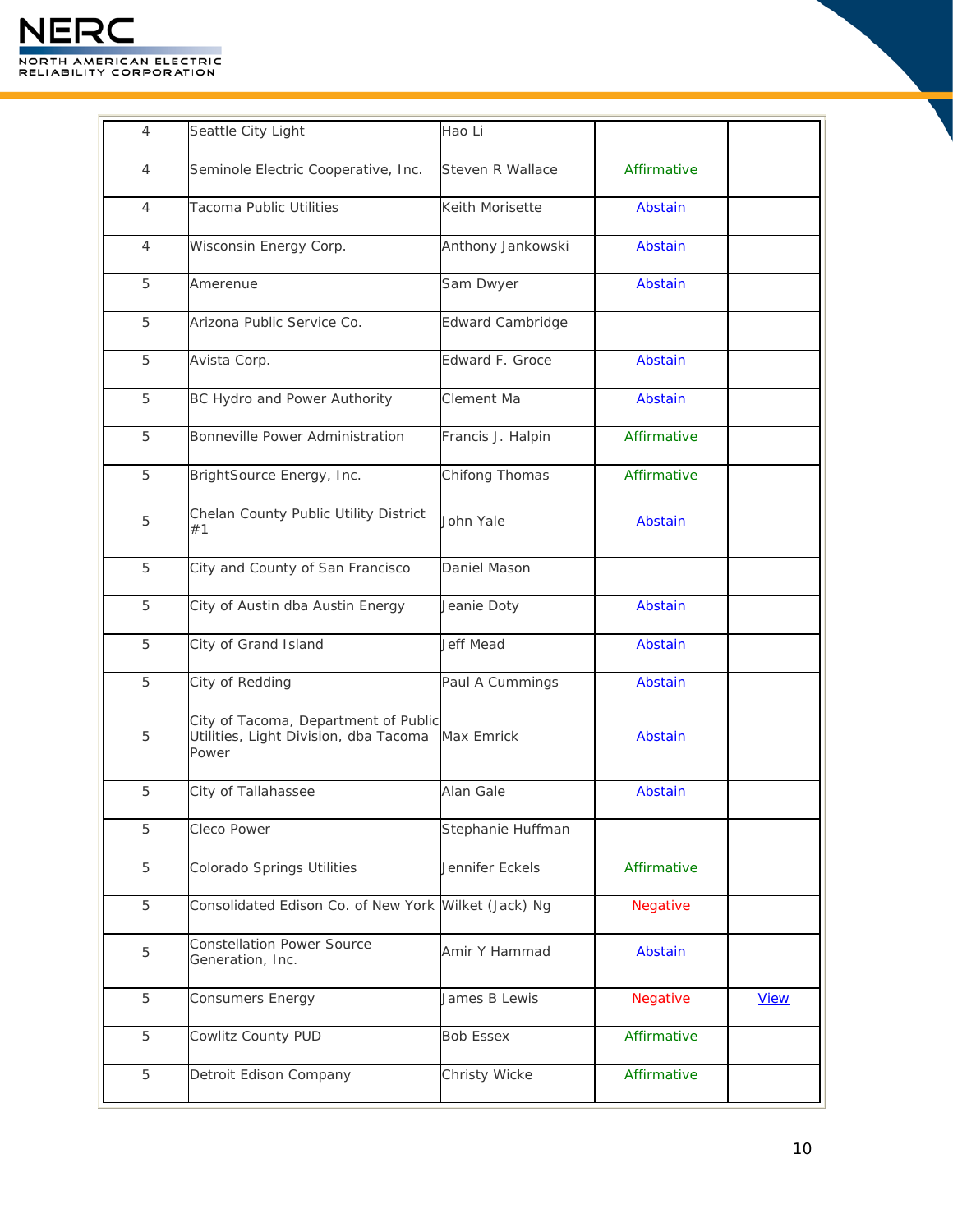| | | | | |
|---|---|---|---|---|
| 4 | Seattle City Light | Hao Li | | |
| 4 | Seminole Electric Cooperative, Inc. | Steven R Wallace | Affirmative | |
| 4 | Tacoma Public Utilities | Keith Morisette | Abstain | |
| 4 | Wisconsin Energy Corp. | Anthony Jankowski | Abstain | |
| 5 | Amerenue | Sam Dwyer | Abstain | |
| 5 | Arizona Public Service Co. | Edward Cambridge | | |
| 5 | Avista Corp. | Edward F. Groce | Abstain | |
| 5 | BC Hydro and Power Authority | Clement Ma | Abstain | |
| 5 | Bonneville Power Administration | Francis J. Halpin | Affirmative | |
| 5 | BrightSource Energy, Inc. | Chifong Thomas | Affirmative | |
| 5 | Chelan County Public Utility District #1 | John Yale | Abstain | |
| 5 | City and County of San Francisco | Daniel Mason | | |
| 5 | City of Austin dba Austin Energy | Jeanie Doty | Abstain | |
| 5 | City of Grand Island | Jeff Mead | Abstain | |
| 5 | City of Redding | Paul A Cummings | Abstain | |
| 5 | City of Tacoma, Department of Public Utilities, Light Division, dba Tacoma Power | Max Emrick | Abstain | |
| 5 | City of Tallahassee | Alan Gale | Abstain | |
| 5 | Cleco Power | Stephanie Huffman | | |
| 5 | Colorado Springs Utilities | Jennifer Eckels | Affirmative | |
| 5 | Consolidated Edison Co. of New York | Wilket (Jack) Ng | Negative | |
| 5 | Constellation Power Source Generation, Inc. | Amir Y Hammad | Abstain | |
| 5 | Consumers Energy | James B Lewis | Negative | View |
| 5 | Cowlitz County PUD | Bob Essex | Affirmative | |
| 5 | Detroit Edison Company | Christy Wicke | Affirmative | |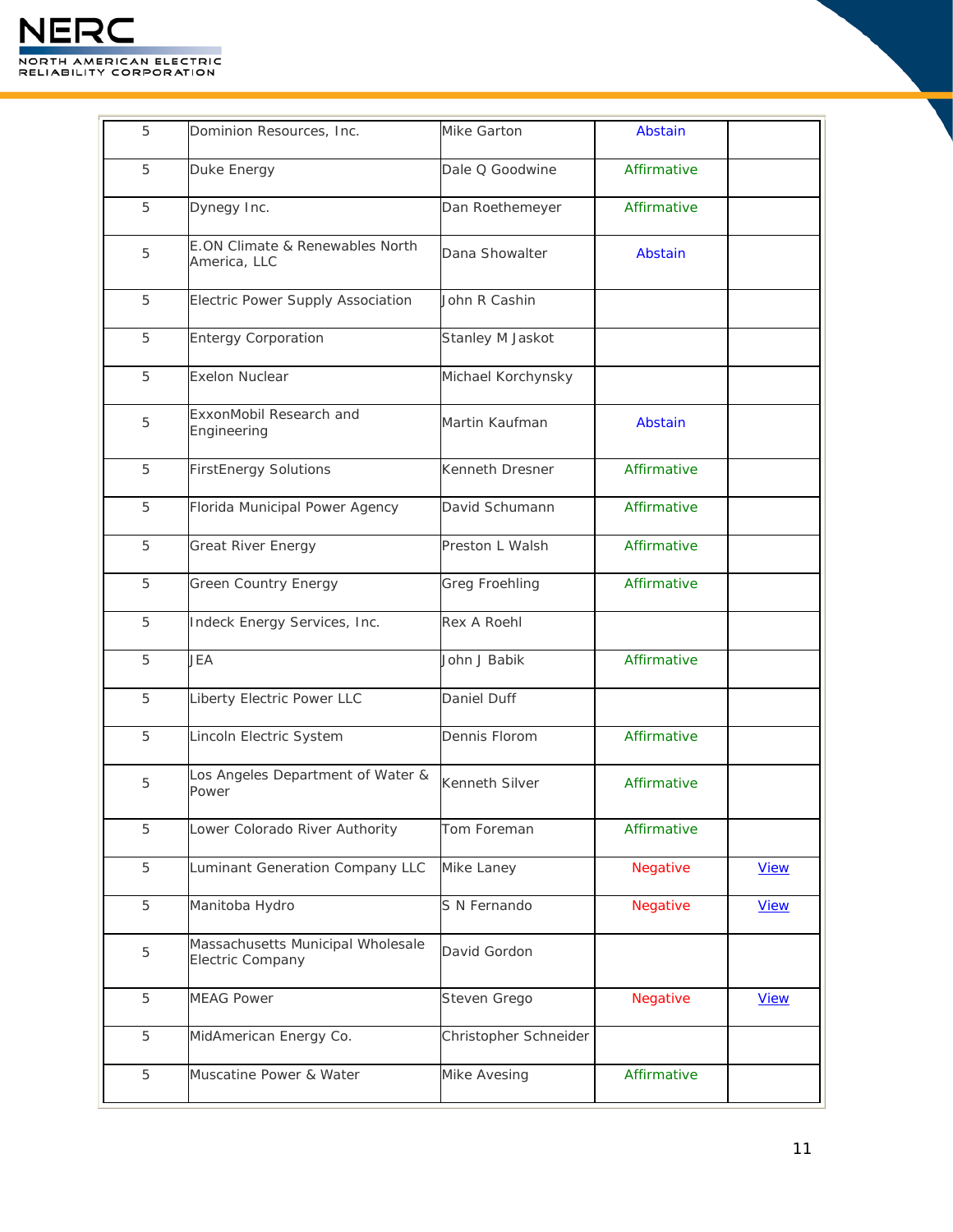| | | | | |
|---|---|---|---|---|
| 5 | Dominion Resources, Inc. | Mike Garton | Abstain | |
| 5 | Duke Energy | Dale Q Goodwine | Affirmative | |
| 5 | Dynegy Inc. | Dan Roethemeyer | Affirmative | |
| 5 | E.ON Climate & Renewables North America, LLC | Dana Showalter | Abstain | |
| 5 | Electric Power Supply Association | John R Cashin | | |
| 5 | Entergy Corporation | Stanley M Jaskot | | |
| 5 | Exelon Nuclear | Michael Korchynsky | | |
| 5 | ExxonMobil Research and Engineering | Martin Kaufman | Abstain | |
| 5 | FirstEnergy Solutions | Kenneth Dresner | Affirmative | |
| 5 | Florida Municipal Power Agency | David Schumann | Affirmative | |
| 5 | Great River Energy | Preston L Walsh | Affirmative | |
| 5 | Green Country Energy | Greg Froehling | Affirmative | |
| 5 | Indeck Energy Services, Inc. | Rex A Roehl | | |
| 5 | JEA | John J Babik | Affirmative | |
| 5 | Liberty Electric Power LLC | Daniel Duff | | |
| 5 | Lincoln Electric System | Dennis Florom | Affirmative | |
| 5 | Los Angeles Department of Water & Power | Kenneth Silver | Affirmative | |
| 5 | Lower Colorado River Authority | Tom Foreman | Affirmative | |
| 5 | Luminant Generation Company LLC | Mike Laney | Negative | View |
| 5 | Manitoba Hydro | S N Fernando | Negative | View |
| 5 | Massachusetts Municipal Wholesale Electric Company | David Gordon | | |
| 5 | MEAG Power | Steven Grego | Negative | View |
| 5 | MidAmerican Energy Co. | Christopher Schneider | | |
| 5 | Muscatine Power & Water | Mike Avesing | Affirmative | |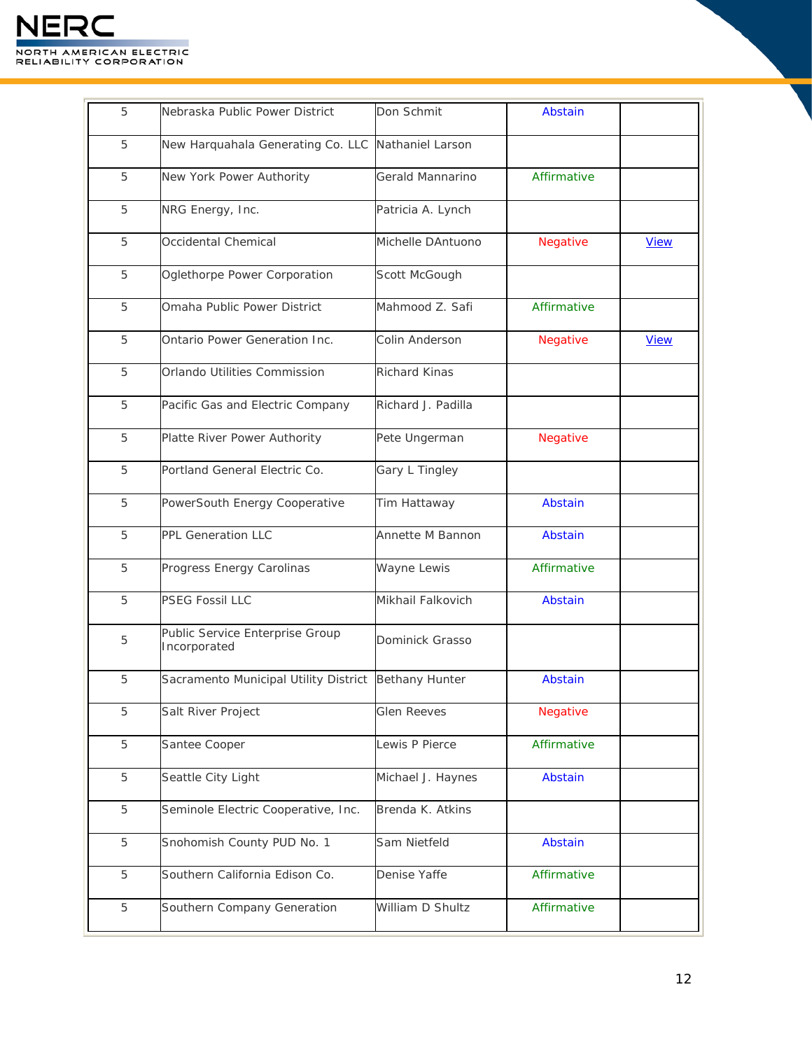| | | | | |
|---|---|---|---|---|
| 5 | Nebraska Public Power District | Don Schmit | Abstain | |
| 5 | New Harquahala Generating Co. LLC | Nathaniel Larson | | |
| 5 | New York Power Authority | Gerald Mannarino | Affirmative | |
| 5 | NRG Energy, Inc. | Patricia A. Lynch | | |
| 5 | Occidental Chemical | Michelle DAntuono | Negative | View |
| 5 | Oglethorpe Power Corporation | Scott McGough | | |
| 5 | Omaha Public Power District | Mahmood Z. Safi | Affirmative | |
| 5 | Ontario Power Generation Inc. | Colin Anderson | Negative | View |
| 5 | Orlando Utilities Commission | Richard Kinas | | |
| 5 | Pacific Gas and Electric Company | Richard J. Padilla | | |
| 5 | Platte River Power Authority | Pete Ungerman | Negative | |
| 5 | Portland General Electric Co. | Gary L Tingley | | |
| 5 | PowerSouth Energy Cooperative | Tim Hattaway | Abstain | |
| 5 | PPL Generation LLC | Annette M Bannon | Abstain | |
| 5 | Progress Energy Carolinas | Wayne Lewis | Affirmative | |
| 5 | PSEG Fossil LLC | Mikhail Falkovich | Abstain | |
| 5 | Public Service Enterprise Group Incorporated | Dominick Grasso | | |
| 5 | Sacramento Municipal Utility District | Bethany Hunter | Abstain | |
| 5 | Salt River Project | Glen Reeves | Negative | |
| 5 | Santee Cooper | Lewis P Pierce | Affirmative | |
| 5 | Seattle City Light | Michael J. Haynes | Abstain | |
| 5 | Seminole Electric Cooperative, Inc. | Brenda K. Atkins | | |
| 5 | Snohomish County PUD No. 1 | Sam Nietfeld | Abstain | |
| 5 | Southern California Edison Co. | Denise Yaffe | Affirmative | |
| 5 | Southern Company Generation | William D Shultz | Affirmative | |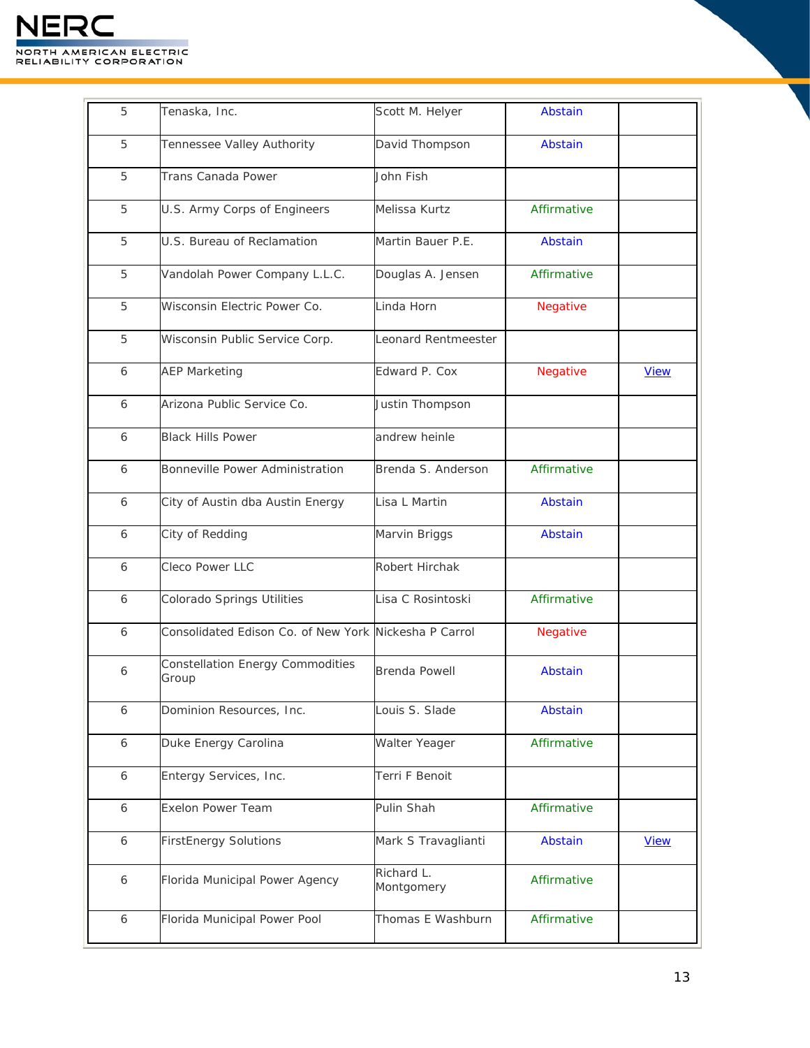| | | | | |
|---|---|---|---|---|
| 5 | Tenaska, Inc. | Scott M. Helyer | Abstain | |
| 5 | Tennessee Valley Authority | David Thompson | Abstain | |
| 5 | Trans Canada Power | John Fish | | |
| 5 | U.S. Army Corps of Engineers | Melissa Kurtz | Affirmative | |
| 5 | U.S. Bureau of Reclamation | Martin Bauer P.E. | Abstain | |
| 5 | Vandolah Power Company L.L.C. | Douglas A. Jensen | Affirmative | |
| 5 | Wisconsin Electric Power Co. | Linda Horn | Negative | |
| 5 | Wisconsin Public Service Corp. | Leonard Rentmeester | | |
| 6 | AEP Marketing | Edward P. Cox | Negative | View |
| 6 | Arizona Public Service Co. | Justin Thompson | | |
| 6 | Black Hills Power | andrew heinle | | |
| 6 | Bonneville Power Administration | Brenda S. Anderson | Affirmative | |
| 6 | City of Austin dba Austin Energy | Lisa L Martin | Abstain | |
| 6 | City of Redding | Marvin Briggs | Abstain | |
| 6 | Cleco Power LLC | Robert Hirchak | | |
| 6 | Colorado Springs Utilities | Lisa C Rosintoski | Affirmative | |
| 6 | Consolidated Edison Co. of New York | Nickesha P Carrol | Negative | |
| 6 | Constellation Energy Commodities Group | Brenda Powell | Abstain | |
| 6 | Dominion Resources, Inc. | Louis S. Slade | Abstain | |
| 6 | Duke Energy Carolina | Walter Yeager | Affirmative | |
| 6 | Entergy Services, Inc. | Terri F Benoit | | |
| 6 | Exelon Power Team | Pulin Shah | Affirmative | |
| 6 | FirstEnergy Solutions | Mark S Travaglianti | Abstain | View |
| 6 | Florida Municipal Power Agency | Richard L. Montgomery | Affirmative | |
| 6 | Florida Municipal Power Pool | Thomas E Washburn | Affirmative | |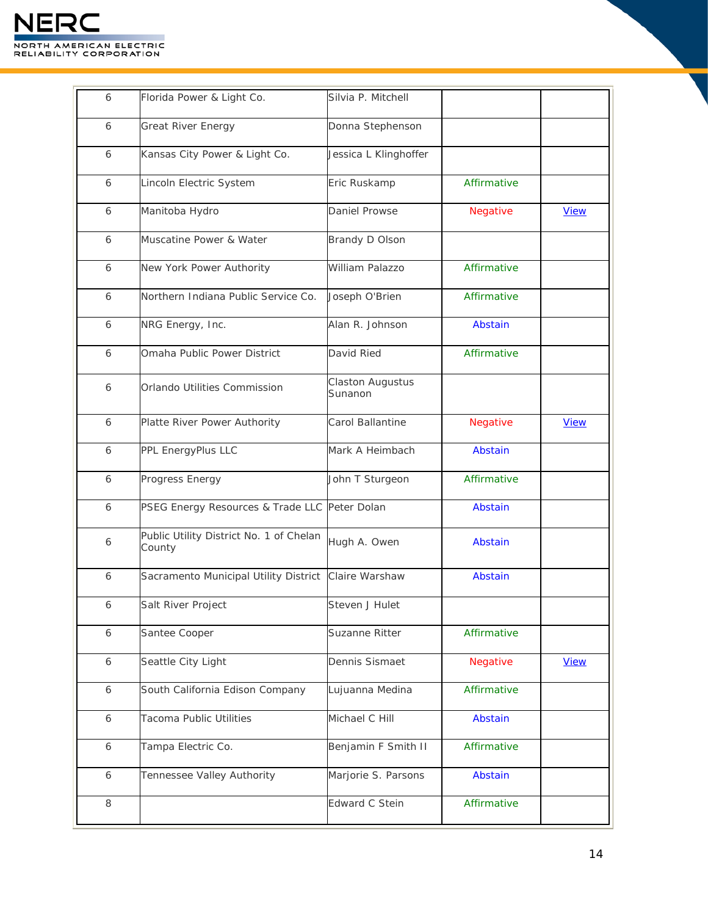| | | | | |
|---|---|---|---|---|
| 6 | Florida Power & Light Co. | Silvia P. Mitchell | | |
| 6 | Great River Energy | Donna Stephenson | | |
| 6 | Kansas City Power & Light Co. | Jessica L Klinghoffer | | |
| 6 | Lincoln Electric System | Eric Ruskamp | Affirmative | |
| 6 | Manitoba Hydro | Daniel Prowse | Negative | View |
| 6 | Muscatine Power & Water | Brandy D Olson | | |
| 6 | New York Power Authority | William Palazzo | Affirmative | |
| 6 | Northern Indiana Public Service Co. | Joseph O'Brien | Affirmative | |
| 6 | NRG Energy, Inc. | Alan R. Johnson | Abstain | |
| 6 | Omaha Public Power District | David Ried | Affirmative | |
| 6 | Orlando Utilities Commission | Claston Augustus Sunanon | | |
| 6 | Platte River Power Authority | Carol Ballantine | Negative | View |
| 6 | PPL EnergyPlus LLC | Mark A Heimbach | Abstain | |
| 6 | Progress Energy | John T Sturgeon | Affirmative | |
| 6 | PSEG Energy Resources & Trade LLC | Peter Dolan | Abstain | |
| 6 | Public Utility District No. 1 of Chelan County | Hugh A. Owen | Abstain | |
| 6 | Sacramento Municipal Utility District | Claire Warshaw | Abstain | |
| 6 | Salt River Project | Steven J Hulet | | |
| 6 | Santee Cooper | Suzanne Ritter | Affirmative | |
| 6 | Seattle City Light | Dennis Sismaet | Negative | View |
| 6 | South California Edison Company | Lujuanna Medina | Affirmative | |
| 6 | Tacoma Public Utilities | Michael C Hill | Abstain | |
| 6 | Tampa Electric Co. | Benjamin F Smith II | Affirmative | |
| 6 | Tennessee Valley Authority | Marjorie S. Parsons | Abstain | |
| 8 | | Edward C Stein | Affirmative | |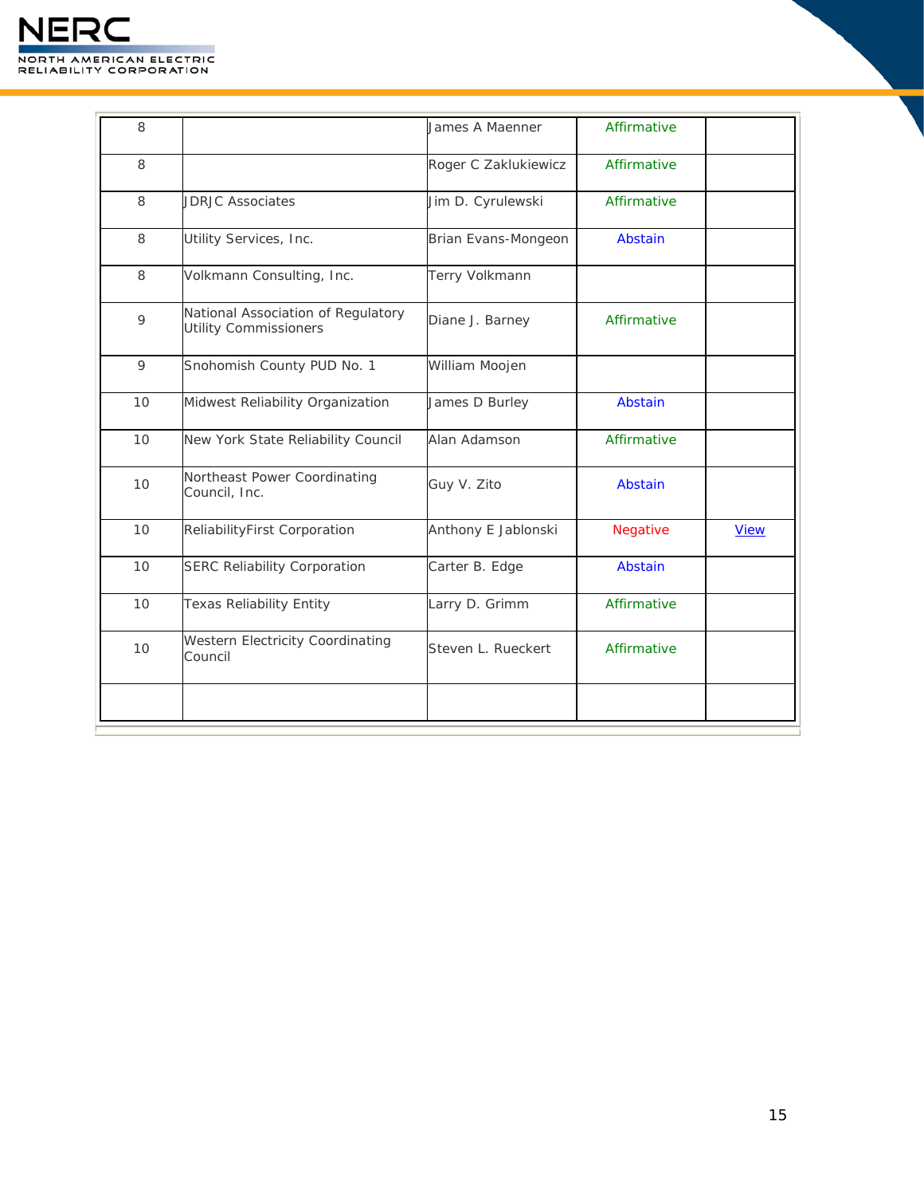| | | | | |
|---|---|---|---|---|
| 8 | | James A Maenner | Affirmative | |
| 8 | | Roger C Zaklukiewicz | Affirmative | |
| 8 | JDRJC Associates | Jim D. Cyrulewski | Affirmative | |
| 8 | Utility Services, Inc. | Brian Evans-Mongeon | Abstain | |
| 8 | Volkmann Consulting, Inc. | Terry Volkmann | | |
| 9 | National Association of Regulatory Utility Commissioners | Diane J. Barney | Affirmative | |
| 9 | Snohomish County PUD No. 1 | William Moojen | | |
| 10 | Midwest Reliability Organization | James D Burley | Abstain | |
| 10 | New York State Reliability Council | Alan Adamson | Affirmative | |
| 10 | Northeast Power Coordinating Council, Inc. | Guy V. Zito | Abstain | |
| 10 | ReliabilityFirst Corporation | Anthony E Jablonski | Negative | View |
| 10 | SERC Reliability Corporation | Carter B. Edge | Abstain | |
| 10 | Texas Reliability Entity | Larry D. Grimm | Affirmative | |
| 10 | Western Electricity Coordinating Council | Steven L. Rueckert | Affirmative | |
| | | | | |